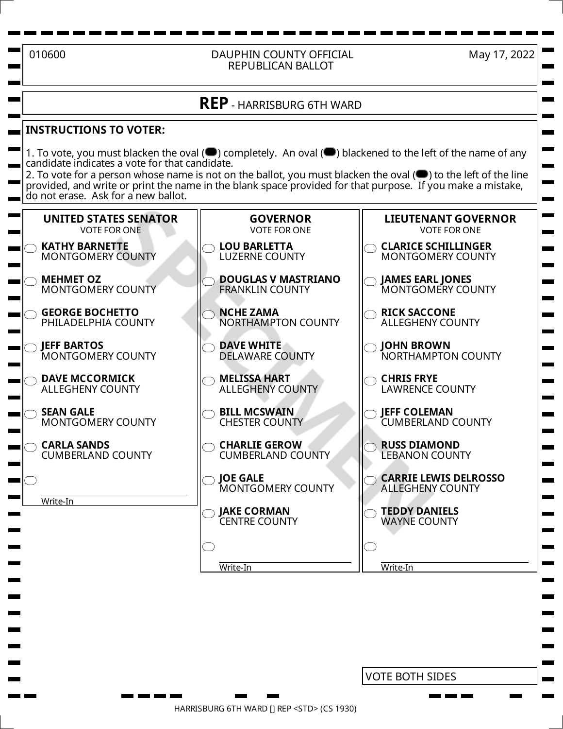010600

DAUPHIN COUNTY OFFICIAL
REPUBLICAN BALLOT

May 17, 2022

# REP - HARRISBURG 6TH WARD

**INSTRUCTIONS TO VOTER:**

1. To vote, you must blacken the oval (⬬) completely. An oval (⬬) blackened to the left of the name of any candidate indicates a vote for that candidate.
2. To vote for a person whose name is not on the ballot, you must blacken the oval (⬬) to the left of the line provided, and write or print the name in the blank space provided for that purpose. If you make a mistake, do not erase. Ask for a new ballot.

## UNITED STATES SENATOR
VOTE FOR ONE

- **KATHY BARNETTE** MONTGOMERY COUNTY
- **MEHMET OZ** MONTGOMERY COUNTY
- **GEORGE BOCHETTO** PHILADELPHIA COUNTY
- **JEFF BARTOS** MONTGOMERY COUNTY
- **DAVE MCCORMICK** ALLEGHENY COUNTY
- **SEAN GALE** MONTGOMERY COUNTY
- **CARLA SANDS** CUMBERLAND COUNTY
- Write-In

## GOVERNOR
VOTE FOR ONE

- **LOU BARLETTA** LUZERNE COUNTY
- **DOUGLAS V MASTRIANO** FRANKLIN COUNTY
- **NCHE ZAMA** NORTHAMPTON COUNTY
- **DAVE WHITE** DELAWARE COUNTY
- **MELISSA HART** ALLEGHENY COUNTY
- **BILL MCSWAIN** CHESTER COUNTY
- **CHARLIE GEROW** CUMBERLAND COUNTY
- **JOE GALE** MONTGOMERY COUNTY
- **JAKE CORMAN** CENTRE COUNTY
- Write-In

## LIEUTENANT GOVERNOR
VOTE FOR ONE

- **CLARICE SCHILLINGER** MONTGOMERY COUNTY
- **JAMES EARL JONES** MONTGOMERY COUNTY
- **RICK SACCONE** ALLEGHENY COUNTY
- **JOHN BROWN** NORTHAMPTON COUNTY
- **CHRIS FRYE** LAWRENCE COUNTY
- **JEFF COLEMAN** CUMBERLAND COUNTY
- **RUSS DIAMOND** LEBANON COUNTY
- **CARRIE LEWIS DELROSSO** ALLEGHENY COUNTY
- **TEDDY DANIELS** WAYNE COUNTY
- Write-In

VOTE BOTH SIDES

HARRISBURG 6TH WARD [] REP <STD> (CS 1930)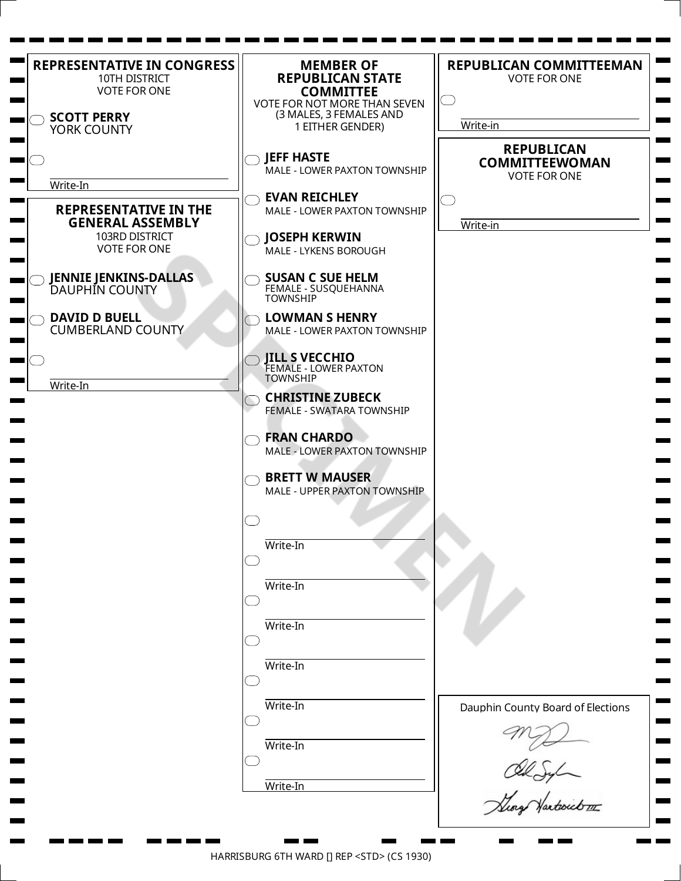## REPRESENTATIVE IN CONGRESS

10TH DISTRICT
VOTE FOR ONE

- **SCOTT PERRY**
  YORK COUNTY
- Write-In

## REPRESENTATIVE IN THE GENERAL ASSEMBLY

103RD DISTRICT
VOTE FOR ONE

- **JENNIE JENKINS-DALLAS**
  DAUPHIN COUNTY
- **DAVID D BUELL**
  CUMBERLAND COUNTY
- Write-In

## MEMBER OF REPUBLICAN STATE COMMITTEE

VOTE FOR NOT MORE THAN SEVEN
(3 MALES, 3 FEMALES AND
1 EITHER GENDER)

- **JEFF HASTE**
  MALE - LOWER PAXTON TOWNSHIP
- **EVAN REICHLEY**
  MALE - LOWER PAXTON TOWNSHIP
- **JOSEPH KERWIN**
  MALE - LYKENS BOROUGH
- **SUSAN C SUE HELM**
  FEMALE - SUSQUEHANNA TOWNSHIP
- **LOWMAN S HENRY**
  MALE - LOWER PAXTON TOWNSHIP
- **JILL S VECCHIO**
  FEMALE - LOWER PAXTON TOWNSHIP
- **CHRISTINE ZUBECK**
  FEMALE - SWATARA TOWNSHIP
- **FRAN CHARDO**
  MALE - LOWER PAXTON TOWNSHIP
- **BRETT W MAUSER**
  MALE - UPPER PAXTON TOWNSHIP
- Write-In
- Write-In
- Write-In
- Write-In
- Write-In
- Write-In
- Write-In

## REPUBLICAN COMMITTEEMAN

VOTE FOR ONE

- Write-in

## REPUBLICAN COMMITTEEWOMAN

VOTE FOR ONE

- Write-in

Dauphin County Board of Elections

SPECIMEN

HARRISBURG 6TH WARD [] REP <STD> (CS 1930)